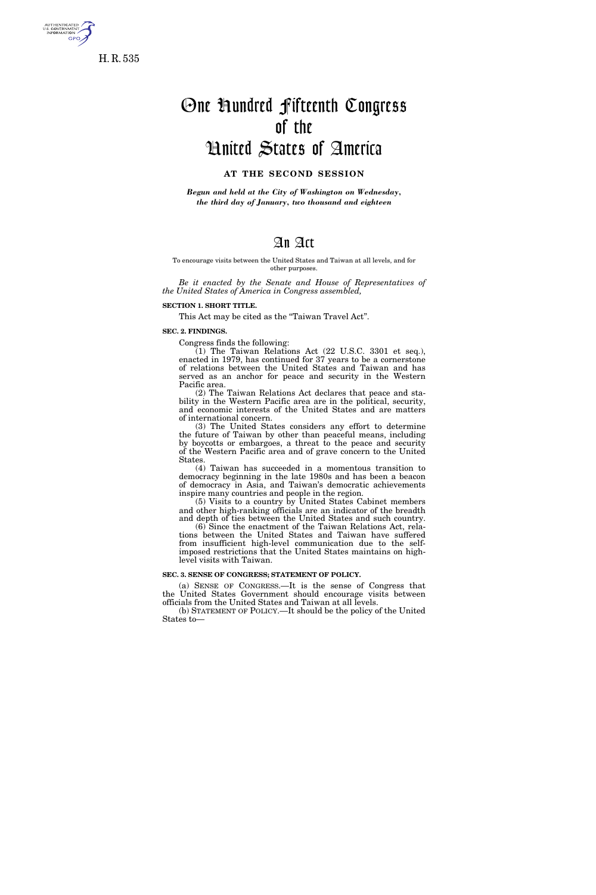H. R. 535

# One Hundred Fifteenth Congress of the United States of America

**AT THE SECOND SESSION**

***Begun and held at the City of Washington on Wednesday, the third day of January, two thousand and eighteen***

# An Act

To encourage visits between the United States and Taiwan at all levels, and for other purposes.

*Be it enacted by the Senate and House of Representatives of the United States of America in Congress assembled,*

**SECTION 1. SHORT TITLE.**

This Act may be cited as the "Taiwan Travel Act".

**SEC. 2. FINDINGS.**

Congress finds the following:

(1) The Taiwan Relations Act (22 U.S.C. 3301 et seq.), enacted in 1979, has continued for 37 years to be a cornerstone of relations between the United States and Taiwan and has served as an anchor for peace and security in the Western Pacific area.

(2) The Taiwan Relations Act declares that peace and stability in the Western Pacific area are in the political, security, and economic interests of the United States and are matters of international concern.

(3) The United States considers any effort to determine the future of Taiwan by other than peaceful means, including by boycotts or embargoes, a threat to the peace and security of the Western Pacific area and of grave concern to the United States.

(4) Taiwan has succeeded in a momentous transition to democracy beginning in the late 1980s and has been a beacon of democracy in Asia, and Taiwan's democratic achievements inspire many countries and people in the region.

(5) Visits to a country by United States Cabinet members and other high-ranking officials are an indicator of the breadth and depth of ties between the United States and such country.

(6) Since the enactment of the Taiwan Relations Act, relations between the United States and Taiwan have suffered from insufficient high-level communication due to the self-imposed restrictions that the United States maintains on high-level visits with Taiwan.

**SEC. 3. SENSE OF CONGRESS; STATEMENT OF POLICY.**

(a) SENSE OF CONGRESS.—It is the sense of Congress that the United States Government should encourage visits between officials from the United States and Taiwan at all levels.

(b) STATEMENT OF POLICY.—It should be the policy of the United States to—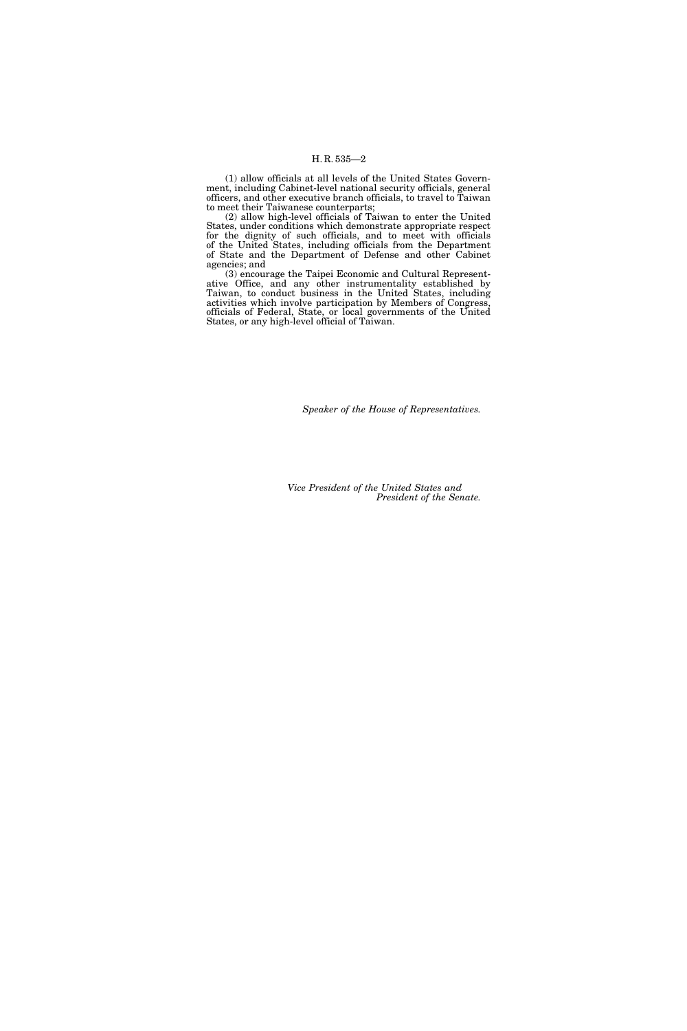(1) allow officials at all levels of the United States Government, including Cabinet-level national security officials, general officers, and other executive branch officials, to travel to Taiwan to meet their Taiwanese counterparts;

(2) allow high-level officials of Taiwan to enter the United States, under conditions which demonstrate appropriate respect for the dignity of such officials, and to meet with officials of the United States, including officials from the Department of State and the Department of Defense and other Cabinet agencies; and

(3) encourage the Taipei Economic and Cultural Representative Office, and any other instrumentality established by Taiwan, to conduct business in the United States, including activities which involve participation by Members of Congress, officials of Federal, State, or local governments of the United States, or any high-level official of Taiwan.

*Speaker of the House of Representatives.*

*Vice President of the United States and President of the Senate.*